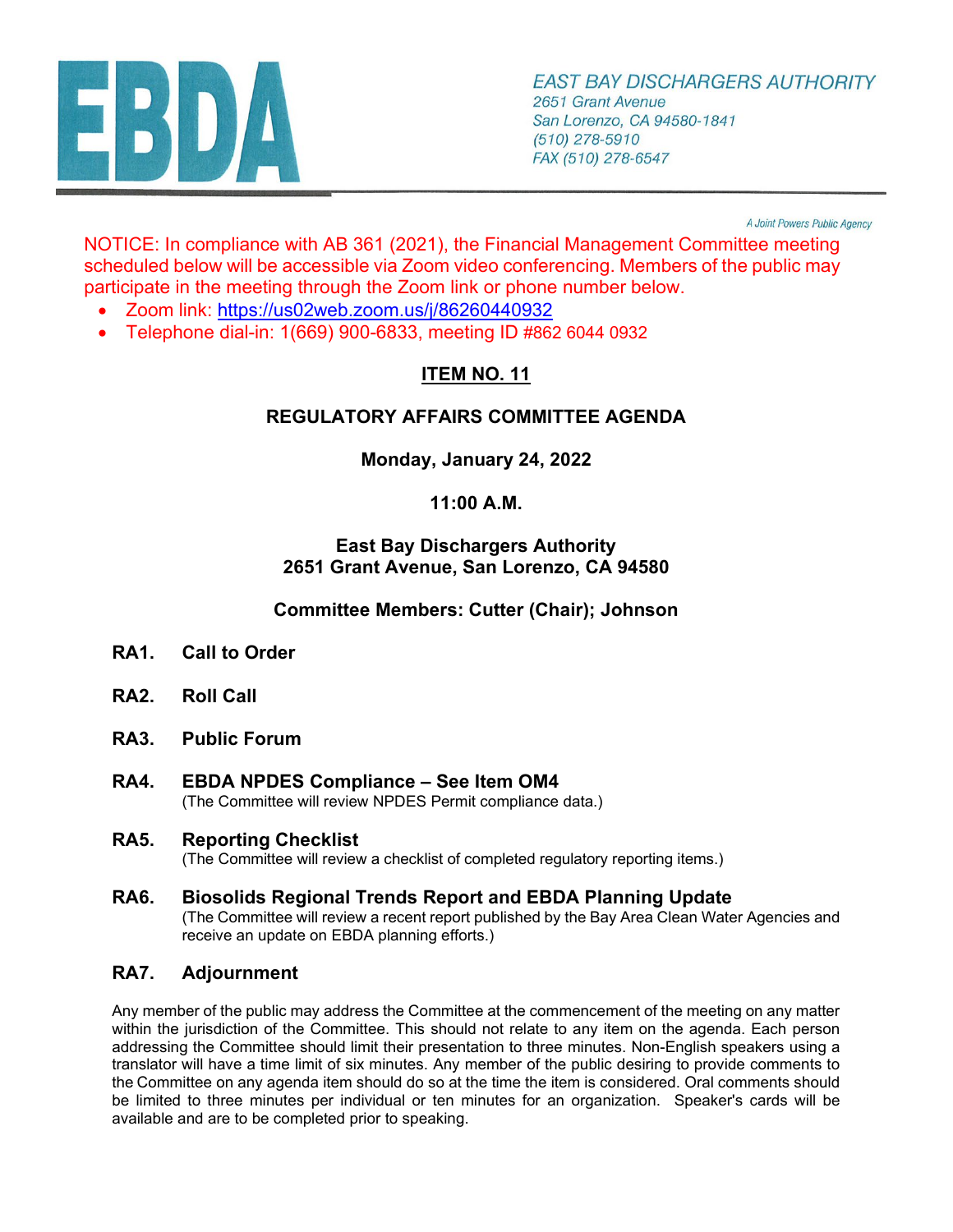# EBDA

EAST BAY DISCHARGERS AUTHORITY
2651 Grant Avenue
San Lorenzo, CA 94580-1841
(510) 278-5910
FAX (510) 278-6547

*A Joint Powers Public Agency*

NOTICE: In compliance with AB 361 (2021), the Financial Management Committee meeting scheduled below will be accessible via Zoom video conferencing. Members of the public may participate in the meeting through the Zoom link or phone number below.

- Zoom link: https://us02web.zoom.us/j/86260440932
- Telephone dial-in: 1(669) 900-6833, meeting ID #862 6044 0932

## ITEM NO. 11

## REGULATORY AFFAIRS COMMITTEE AGENDA

**Monday, January 24, 2022**

**11:00 A.M.**

**East Bay Dischargers Authority**
**2651 Grant Avenue, San Lorenzo, CA 94580**

**Committee Members: Cutter (Chair); Johnson**

**RA1. Call to Order**

**RA2. Roll Call**

**RA3. Public Forum**

**RA4. EBDA NPDES Compliance – See Item OM4**
(The Committee will review NPDES Permit compliance data.)

**RA5. Reporting Checklist**
(The Committee will review a checklist of completed regulatory reporting items.)

**RA6. Biosolids Regional Trends Report and EBDA Planning Update**
(The Committee will review a recent report published by the Bay Area Clean Water Agencies and receive an update on EBDA planning efforts.)

**RA7. Adjournment**

Any member of the public may address the Committee at the commencement of the meeting on any matter within the jurisdiction of the Committee. This should not relate to any item on the agenda. Each person addressing the Committee should limit their presentation to three minutes. Non-English speakers using a translator will have a time limit of six minutes. Any member of the public desiring to provide comments to the Committee on any agenda item should do so at the time the item is considered. Oral comments should be limited to three minutes per individual or ten minutes for an organization. Speaker's cards will be available and are to be completed prior to speaking.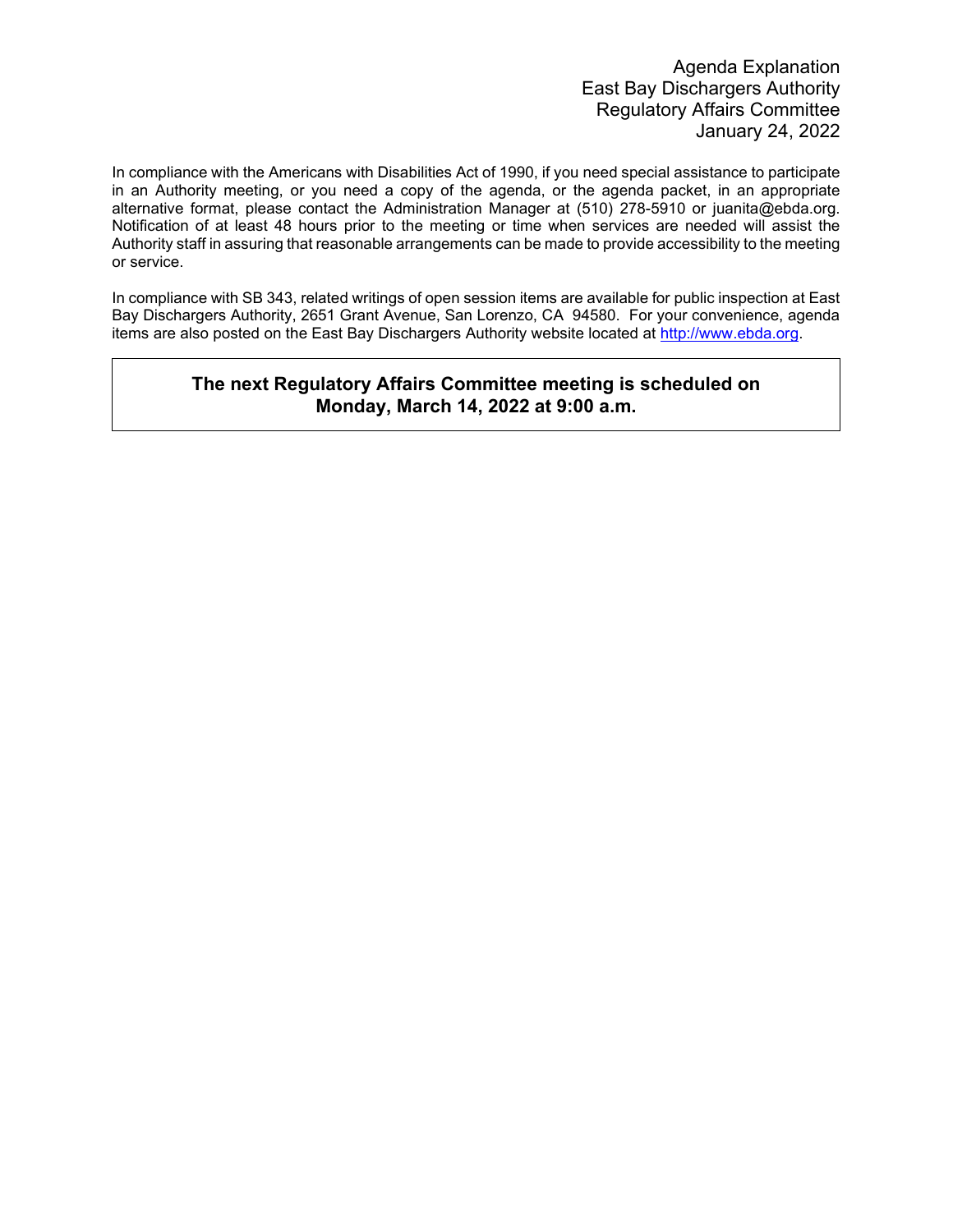Agenda Explanation
East Bay Dischargers Authority
Regulatory Affairs Committee
January 24, 2022

In compliance with the Americans with Disabilities Act of 1990, if you need special assistance to participate in an Authority meeting, or you need a copy of the agenda, or the agenda packet, in an appropriate alternative format, please contact the Administration Manager at (510) 278-5910 or juanita@ebda.org. Notification of at least 48 hours prior to the meeting or time when services are needed will assist the Authority staff in assuring that reasonable arrangements can be made to provide accessibility to the meeting or service.

In compliance with SB 343, related writings of open session items are available for public inspection at East Bay Dischargers Authority, 2651 Grant Avenue, San Lorenzo, CA 94580. For your convenience, agenda items are also posted on the East Bay Dischargers Authority website located at [http://www.ebda.org](http://www.ebda.org).

**The next Regulatory Affairs Committee meeting is scheduled on Monday, March 14, 2022 at 9:00 a.m.**